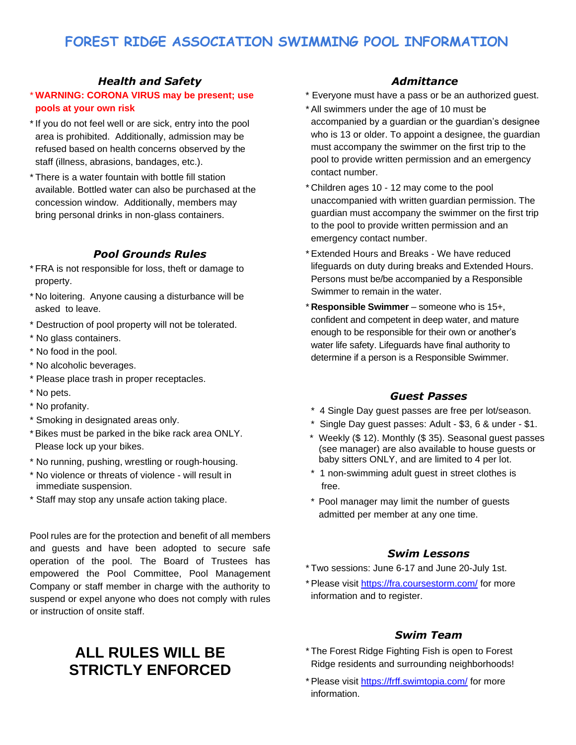# FOREST RIDGE ASSOCIATION SWIMMING POOL INFORMATION

### *Health and Safety*

- **WARNING: CORONA VIRUS may be present; use pools at your own risk**
- If you do not feel well or are sick, entry into the pool area is prohibited. Additionally, admission may be refused based on health concerns observed by the staff (illness, abrasions, bandages, etc.).
- There is a water fountain with bottle fill station available. Bottled water can also be purchased at the concession window. Additionally, members may bring personal drinks in non-glass containers.

### *Pool Grounds Rules*

- FRA is not responsible for loss, theft or damage to property.
- No loitering. Anyone causing a disturbance will be asked to leave.
- Destruction of pool property will not be tolerated.
- No glass containers.
- No food in the pool.
- No alcoholic beverages.
- Please place trash in proper receptacles.
- No pets.
- No profanity.
- Smoking in designated areas only.
- Bikes must be parked in the bike rack area ONLY. Please lock up your bikes.
- No running, pushing, wrestling or rough-housing.
- No violence or threats of violence - will result in immediate suspension.
- Staff may stop any unsafe action taking place.

Pool rules are for the protection and benefit of all members and guests and have been adopted to secure safe operation of the pool. The Board of Trustees has empowered the Pool Committee, Pool Management Company or staff member in charge with the authority to suspend or expel anyone who does not comply with rules or instruction of onsite staff.

## ALL RULES WILL BE STRICTLY ENFORCED

### *Admittance*

- Everyone must have a pass or be an authorized guest.
- All swimmers under the age of 10 must be accompanied by a guardian or the guardian's designee who is 13 or older. To appoint a designee, the guardian must accompany the swimmer on the first trip to the pool to provide written permission and an emergency contact number.
- Children ages 10 - 12 may come to the pool unaccompanied with written guardian permission. The guardian must accompany the swimmer on the first trip to the pool to provide written permission and an emergency contact number.
- Extended Hours and Breaks - We have reduced lifeguards on duty during breaks and Extended Hours. Persons must be/be accompanied by a Responsible Swimmer to remain in the water.
- **Responsible Swimmer** – someone who is 15+, confident and competent in deep water, and mature enough to be responsible for their own or another's water life safety. Lifeguards have final authority to determine if a person is a Responsible Swimmer.

### *Guest Passes*

- 4 Single Day guest passes are free per lot/season.
- Single Day guest passes: Adult - $3, 6 & under - $1.
- Weekly ($ 12). Monthly ($ 35). Seasonal guest passes (see manager) are also available to house guests or baby sitters ONLY, and are limited to 4 per lot.
- 1 non-swimming adult guest in street clothes is free.
- Pool manager may limit the number of guests admitted per member at any one time.

### *Swim Lessons*

- Two sessions: June 6-17 and June 20-July 1st.
- Please visit https://fra.coursestorm.com/ for more information and to register.

### *Swim Team*

- The Forest Ridge Fighting Fish is open to Forest Ridge residents and surrounding neighborhoods!
- Please visit https://frff.swimtopia.com/ for more information.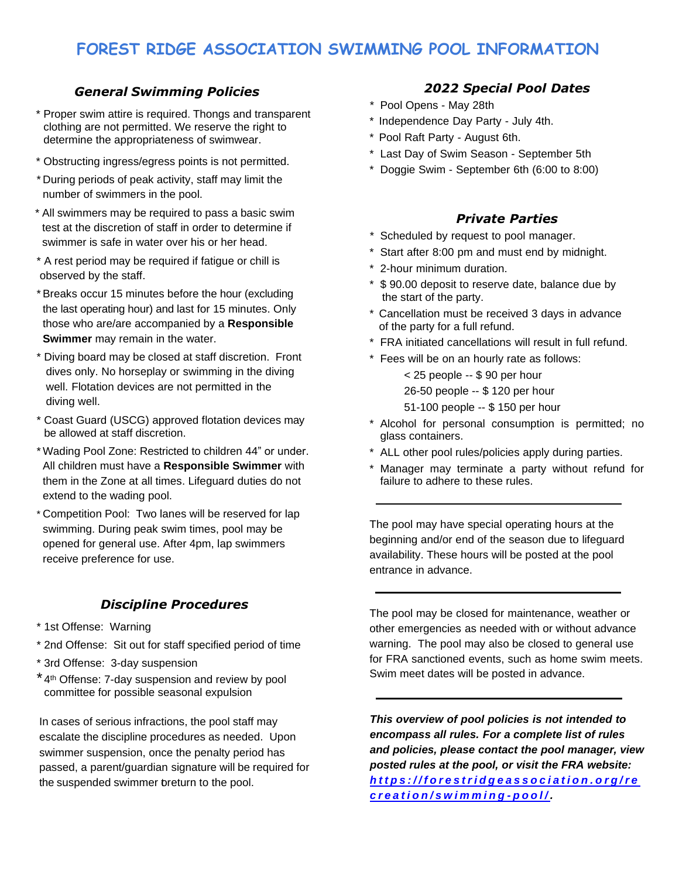# FOREST RIDGE ASSOCIATION SWIMMING POOL INFORMATION

## *General Swimming Policies*

* Proper swim attire is required. Thongs and transparent clothing are not permitted. We reserve the right to determine the appropriateness of swimwear.
* Obstructing ingress/egress points is not permitted.
* During periods of peak activity, staff may limit the number of swimmers in the pool.
* All swimmers may be required to pass a basic swim test at the discretion of staff in order to determine if swimmer is safe in water over his or her head.
* A rest period may be required if fatigue or chill is observed by the staff.
* Breaks occur 15 minutes before the hour (excluding the last operating hour) and last for 15 minutes. Only those who are/are accompanied by a **Responsible Swimmer** may remain in the water.
* Diving board may be closed at staff discretion. Front dives only. No horseplay or swimming in the diving well. Flotation devices are not permitted in the diving well.
* Coast Guard (USCG) approved flotation devices may be allowed at staff discretion.
* Wading Pool Zone: Restricted to children 44" or under. All children must have a **Responsible Swimmer** with them in the Zone at all times. Lifeguard duties do not extend to the wading pool.
* Competition Pool: Two lanes will be reserved for lap swimming. During peak swim times, pool may be opened for general use. After 4pm, lap swimmers receive preference for use.

## *Discipline Procedures*

* 1st Offense: Warning
* 2nd Offense: Sit out for staff specified period of time
* 3rd Offense: 3-day suspension
* 4th Offense: 7-day suspension and review by pool committee for possible seasonal expulsion

In cases of serious infractions, the pool staff may escalate the discipline procedures as needed. Upon swimmer suspension, once the penalty period has passed, a parent/guardian signature will be required for the suspended swimmer breturn to the pool.

## *2022 Special Pool Dates*

* Pool Opens - May 28th
* Independence Day Party - July 4th.
* Pool Raft Party - August 6th.
* Last Day of Swim Season - September 5th
* Doggie Swim - September 6th (6:00 to 8:00)

## *Private Parties*

* Scheduled by request to pool manager.
* Start after 8:00 pm and must end by midnight.
* 2-hour minimum duration.
* $ 90.00 deposit to reserve date, balance due by the start of the party.
* Cancellation must be received 3 days in advance of the party for a full refund.
* FRA initiated cancellations will result in full refund.
* Fees will be on an hourly rate as follows:
  - < 25 people -- $ 90 per hour
  - 26-50 people -- $ 120 per hour
  - 51-100 people -- $ 150 per hour
* Alcohol for personal consumption is permitted; no glass containers.
* ALL other pool rules/policies apply during parties.
* Manager may terminate a party without refund for failure to adhere to these rules.

---

The pool may have special operating hours at the beginning and/or end of the season due to lifeguard availability. These hours will be posted at the pool entrance in advance.

---

The pool may be closed for maintenance, weather or other emergencies as needed with or without advance warning. The pool may also be closed to general use for FRA sanctioned events, such as home swim meets. Swim meet dates will be posted in advance.

---

***This overview of pool policies is not intended to encompass all rules. For a complete list of rules and policies, please contact the pool manager, view posted rules at the pool, or visit the FRA website: https://forestridgeassociation.org/recreation/swimming-pool/.***